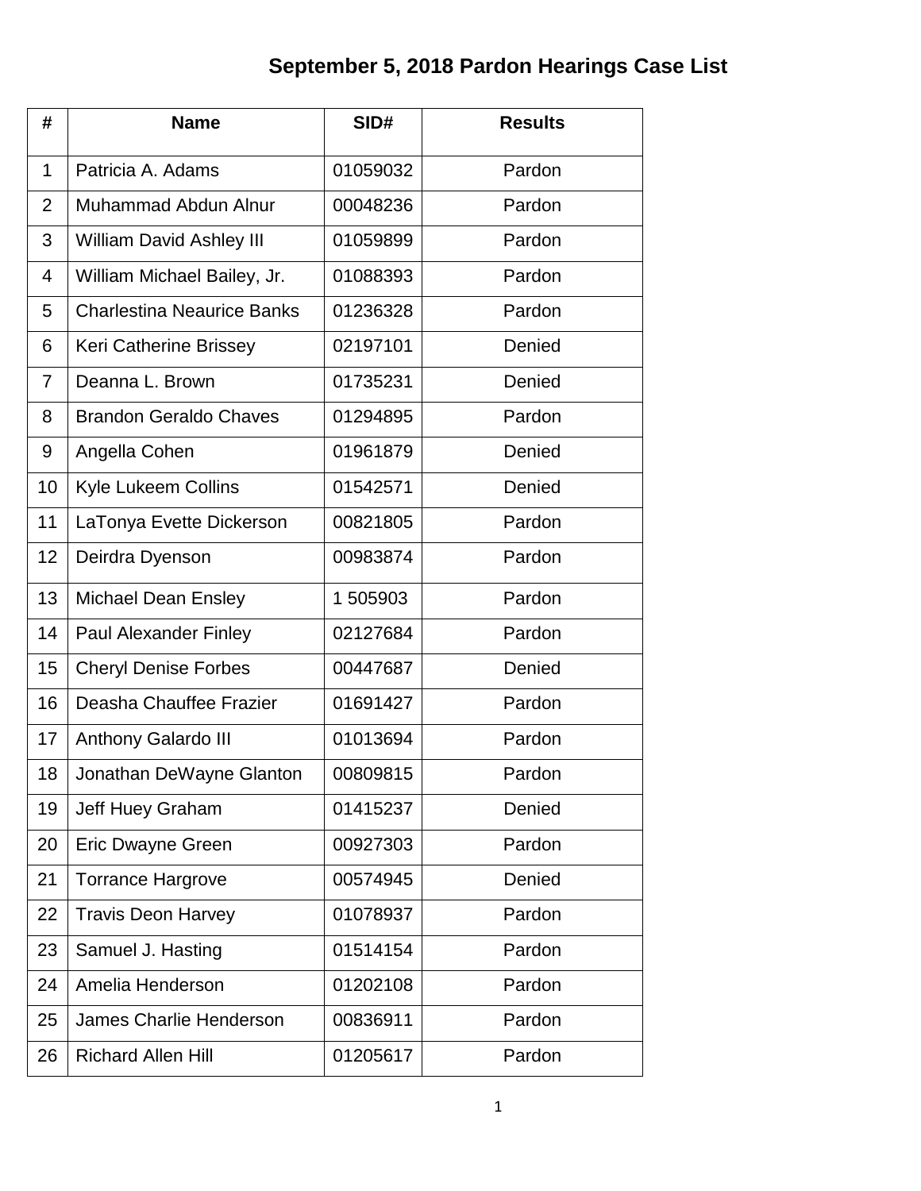# September 5, 2018 Pardon Hearings Case List

| # | Name | SID# | Results |
|---|---|---|---|
| 1 | Patricia A. Adams | 01059032 | Pardon |
| 2 | Muhammad Abdun Alnur | 00048236 | Pardon |
| 3 | William David Ashley III | 01059899 | Pardon |
| 4 | William Michael Bailey, Jr. | 01088393 | Pardon |
| 5 | Charlestina Neaurice Banks | 01236328 | Pardon |
| 6 | Keri Catherine Brissey | 02197101 | Denied |
| 7 | Deanna L. Brown | 01735231 | Denied |
| 8 | Brandon Geraldo Chaves | 01294895 | Pardon |
| 9 | Angella Cohen | 01961879 | Denied |
| 10 | Kyle Lukeem Collins | 01542571 | Denied |
| 11 | LaTonya Evette Dickerson | 00821805 | Pardon |
| 12 | Deirdra Dyenson | 00983874 | Pardon |
| 13 | Michael Dean Ensley | 1 505903 | Pardon |
| 14 | Paul Alexander Finley | 02127684 | Pardon |
| 15 | Cheryl Denise Forbes | 00447687 | Denied |
| 16 | Deasha Chauffee Frazier | 01691427 | Pardon |
| 17 | Anthony Galardo III | 01013694 | Pardon |
| 18 | Jonathan DeWayne Glanton | 00809815 | Pardon |
| 19 | Jeff Huey Graham | 01415237 | Denied |
| 20 | Eric Dwayne Green | 00927303 | Pardon |
| 21 | Torrance Hargrove | 00574945 | Denied |
| 22 | Travis Deon Harvey | 01078937 | Pardon |
| 23 | Samuel J. Hasting | 01514154 | Pardon |
| 24 | Amelia Henderson | 01202108 | Pardon |
| 25 | James Charlie Henderson | 00836911 | Pardon |
| 26 | Richard Allen Hill | 01205617 | Pardon |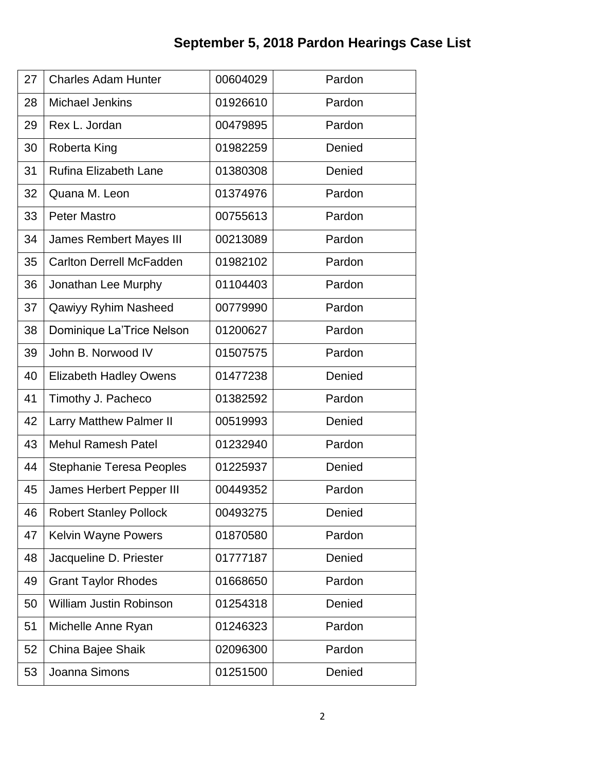# September 5, 2018 Pardon Hearings Case List

| | | | |
|---|---|---|---|
| 27 | Charles Adam Hunter | 00604029 | Pardon |
| 28 | Michael Jenkins | 01926610 | Pardon |
| 29 | Rex L. Jordan | 00479895 | Pardon |
| 30 | Roberta King | 01982259 | Denied |
| 31 | Rufina Elizabeth Lane | 01380308 | Denied |
| 32 | Quana M. Leon | 01374976 | Pardon |
| 33 | Peter Mastro | 00755613 | Pardon |
| 34 | James Rembert Mayes III | 00213089 | Pardon |
| 35 | Carlton Derrell McFadden | 01982102 | Pardon |
| 36 | Jonathan Lee Murphy | 01104403 | Pardon |
| 37 | Qawiyy Ryhim Nasheed | 00779990 | Pardon |
| 38 | Dominique La'Trice Nelson | 01200627 | Pardon |
| 39 | John B. Norwood IV | 01507575 | Pardon |
| 40 | Elizabeth Hadley Owens | 01477238 | Denied |
| 41 | Timothy J. Pacheco | 01382592 | Pardon |
| 42 | Larry Matthew Palmer II | 00519993 | Denied |
| 43 | Mehul Ramesh Patel | 01232940 | Pardon |
| 44 | Stephanie Teresa Peoples | 01225937 | Denied |
| 45 | James Herbert Pepper III | 00449352 | Pardon |
| 46 | Robert Stanley Pollock | 00493275 | Denied |
| 47 | Kelvin Wayne Powers | 01870580 | Pardon |
| 48 | Jacqueline D. Priester | 01777187 | Denied |
| 49 | Grant Taylor Rhodes | 01668650 | Pardon |
| 50 | William Justin Robinson | 01254318 | Denied |
| 51 | Michelle Anne Ryan | 01246323 | Pardon |
| 52 | China Bajee Shaik | 02096300 | Pardon |
| 53 | Joanna Simons | 01251500 | Denied |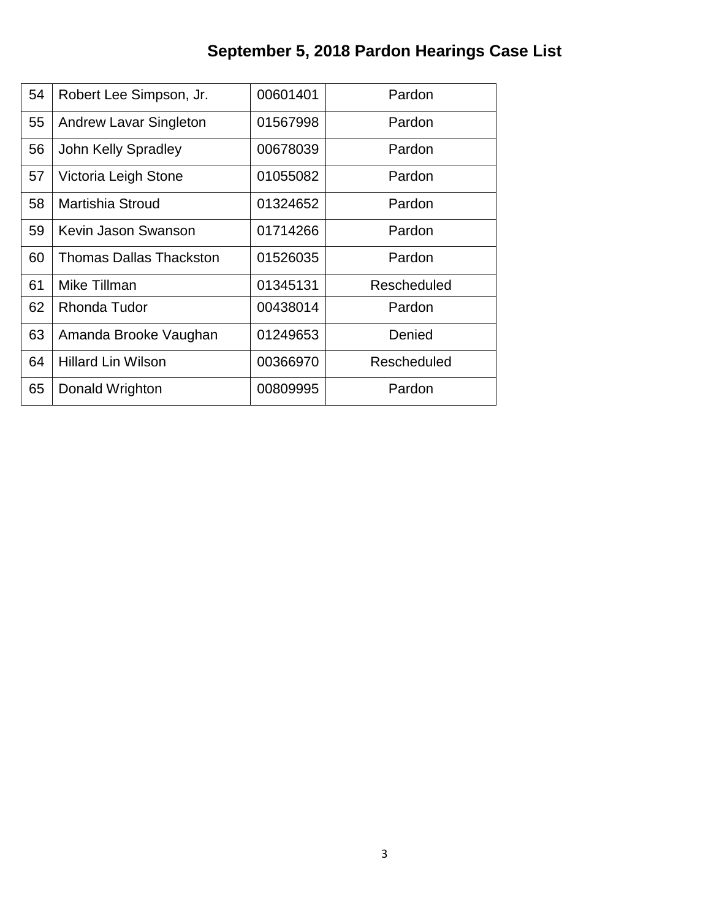# September 5, 2018 Pardon Hearings Case List

| | | | |
|---|---|---|---|
| 54 | Robert Lee Simpson, Jr. | 00601401 | Pardon |
| 55 | Andrew Lavar Singleton | 01567998 | Pardon |
| 56 | John Kelly Spradley | 00678039 | Pardon |
| 57 | Victoria Leigh Stone | 01055082 | Pardon |
| 58 | Martishia Stroud | 01324652 | Pardon |
| 59 | Kevin Jason Swanson | 01714266 | Pardon |
| 60 | Thomas Dallas Thackston | 01526035 | Pardon |
| 61 | Mike Tillman | 01345131 | Rescheduled |
| 62 | Rhonda Tudor | 00438014 | Pardon |
| 63 | Amanda Brooke Vaughan | 01249653 | Denied |
| 64 | Hillard Lin Wilson | 00366970 | Rescheduled |
| 65 | Donald Wrighton | 00809995 | Pardon |